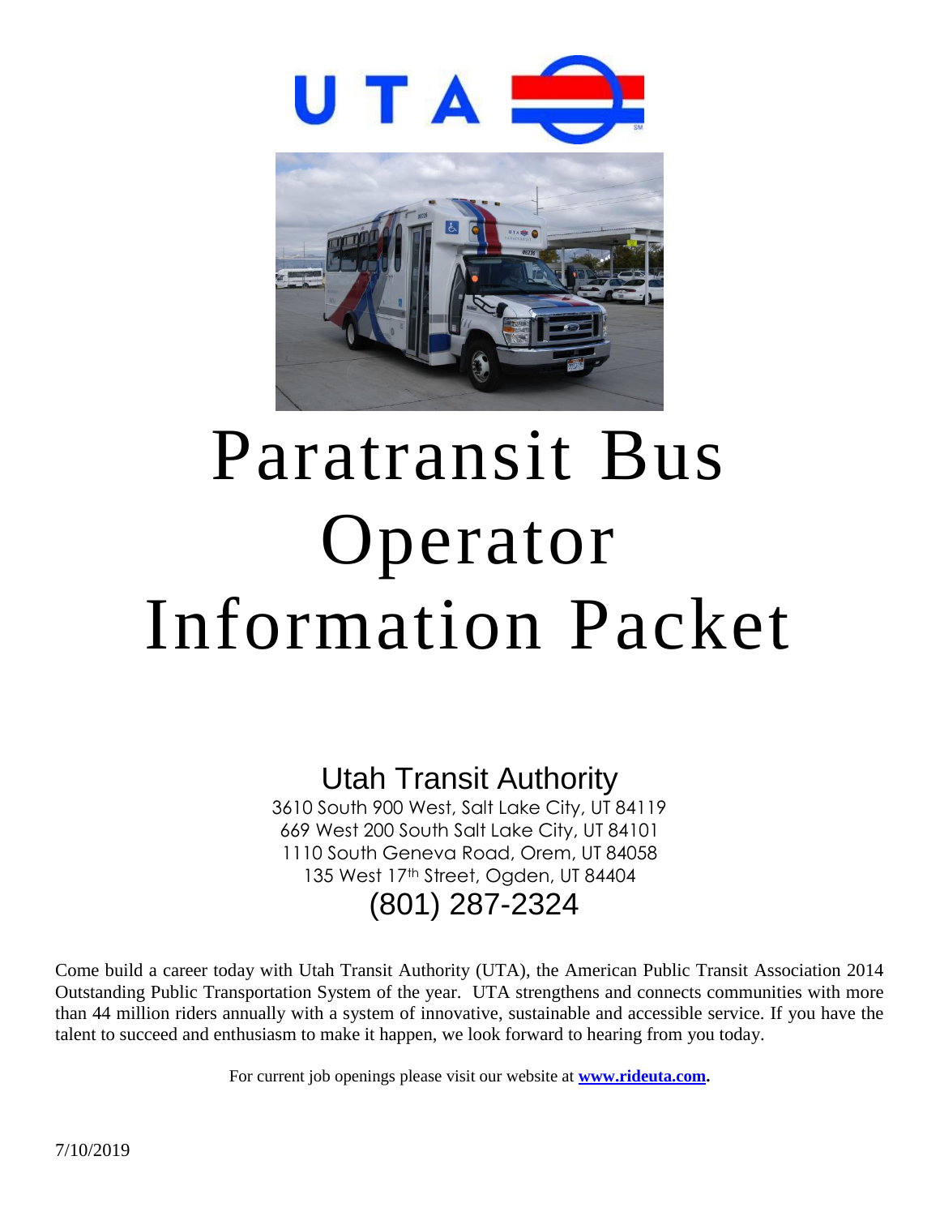# Paratransit Bus Operator Information Packet

## Utah Transit Authority

3610 South 900 West, Salt Lake City, UT 84119
669 West 200 South Salt Lake City, UT 84101
1110 South Geneva Road, Orem, UT 84058
135 West 17th Street, Ogden, UT 84404

(801) 287-2324

Come build a career today with Utah Transit Authority (UTA), the American Public Transit Association 2014 Outstanding Public Transportation System of the year. UTA strengthens and connects communities with more than 44 million riders annually with a system of innovative, sustainable and accessible service. If you have the talent to succeed and enthusiasm to make it happen, we look forward to hearing from you today.

For current job openings please visit our website at **www.rideuta.com.**

7/10/2019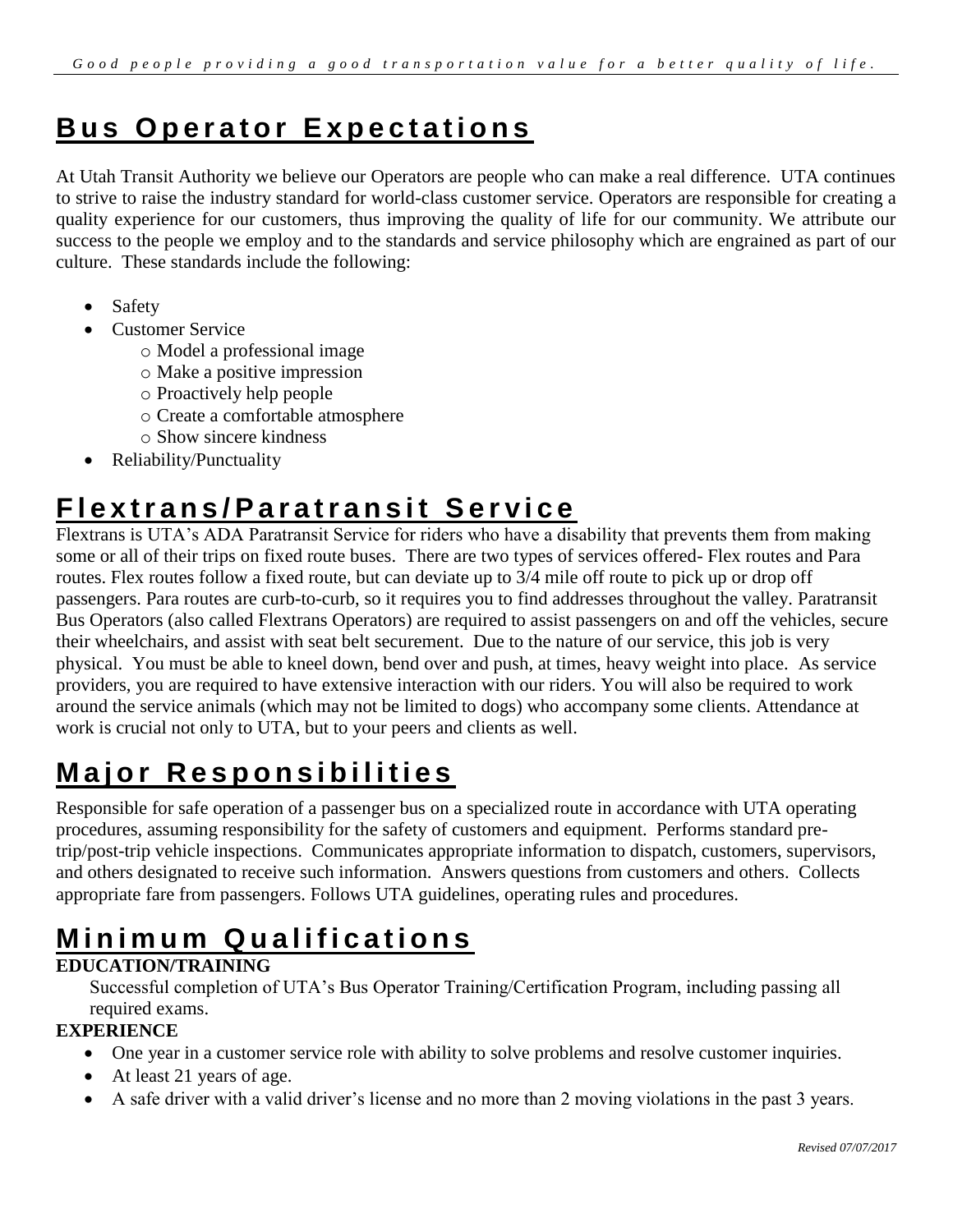## Bus Operator Expectations

At Utah Transit Authority we believe our Operators are people who can make a real difference. UTA continues to strive to raise the industry standard for world-class customer service. Operators are responsible for creating a quality experience for our customers, thus improving the quality of life for our community. We attribute our success to the people we employ and to the standards and service philosophy which are engrained as part of our culture. These standards include the following:

- Safety
- Customer Service
  - Model a professional image
  - Make a positive impression
  - Proactively help people
  - Create a comfortable atmosphere
  - Show sincere kindness
- Reliability/Punctuality

## Flextrans/Paratransit Service

Flextrans is UTA's ADA Paratransit Service for riders who have a disability that prevents them from making some or all of their trips on fixed route buses. There are two types of services offered- Flex routes and Para routes. Flex routes follow a fixed route, but can deviate up to 3/4 mile off route to pick up or drop off passengers. Para routes are curb-to-curb, so it requires you to find addresses throughout the valley. Paratransit Bus Operators (also called Flextrans Operators) are required to assist passengers on and off the vehicles, secure their wheelchairs, and assist with seat belt securement. Due to the nature of our service, this job is very physical. You must be able to kneel down, bend over and push, at times, heavy weight into place. As service providers, you are required to have extensive interaction with our riders. You will also be required to work around the service animals (which may not be limited to dogs) who accompany some clients. Attendance at work is crucial not only to UTA, but to your peers and clients as well.

## Major Responsibilities

Responsible for safe operation of a passenger bus on a specialized route in accordance with UTA operating procedures, assuming responsibility for the safety of customers and equipment. Performs standard pre-trip/post-trip vehicle inspections. Communicates appropriate information to dispatch, customers, supervisors, and others designated to receive such information. Answers questions from customers and others. Collects appropriate fare from passengers. Follows UTA guidelines, operating rules and procedures.

## Minimum Qualifications

**EDUCATION/TRAINING**

Successful completion of UTA's Bus Operator Training/Certification Program, including passing all required exams.

**EXPERIENCE**

- One year in a customer service role with ability to solve problems and resolve customer inquiries.
- At least 21 years of age.
- A safe driver with a valid driver's license and no more than 2 moving violations in the past 3 years.

*Revised 07/07/2017*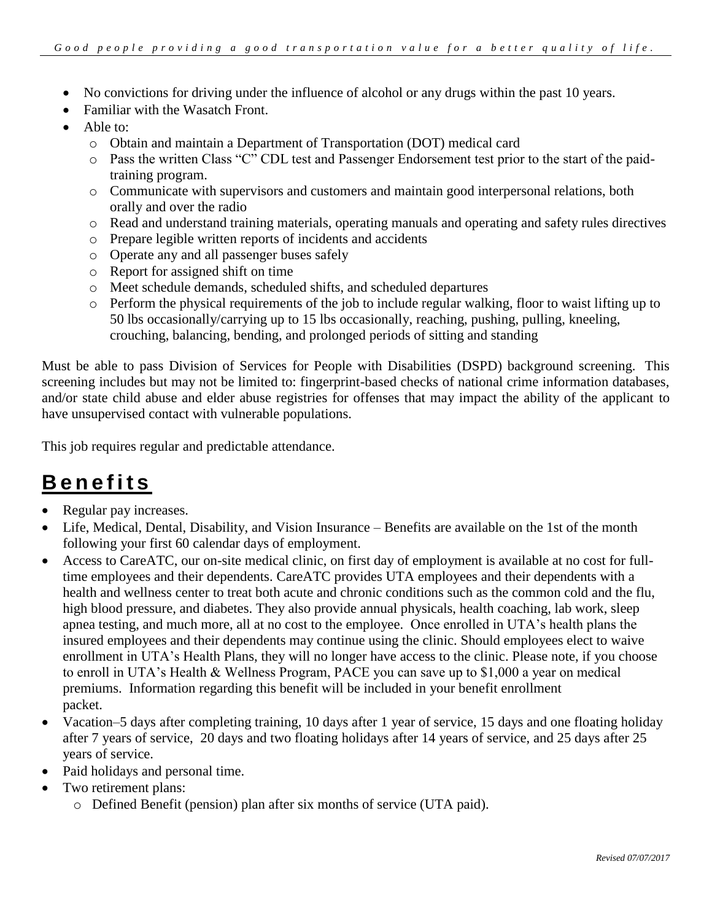- No convictions for driving under the influence of alcohol or any drugs within the past 10 years.
- Familiar with the Wasatch Front.
- Able to:
  - Obtain and maintain a Department of Transportation (DOT) medical card
  - Pass the written Class "C" CDL test and Passenger Endorsement test prior to the start of the paid-training program.
  - Communicate with supervisors and customers and maintain good interpersonal relations, both orally and over the radio
  - Read and understand training materials, operating manuals and operating and safety rules directives
  - Prepare legible written reports of incidents and accidents
  - Operate any and all passenger buses safely
  - Report for assigned shift on time
  - Meet schedule demands, scheduled shifts, and scheduled departures
  - Perform the physical requirements of the job to include regular walking, floor to waist lifting up to 50 lbs occasionally/carrying up to 15 lbs occasionally, reaching, pushing, pulling, kneeling, crouching, balancing, bending, and prolonged periods of sitting and standing

Must be able to pass Division of Services for People with Disabilities (DSPD) background screening. This screening includes but may not be limited to: fingerprint-based checks of national crime information databases, and/or state child abuse and elder abuse registries for offenses that may impact the ability of the applicant to have unsupervised contact with vulnerable populations.

This job requires regular and predictable attendance.

# Benefits

- Regular pay increases.
- Life, Medical, Dental, Disability, and Vision Insurance – Benefits are available on the 1st of the month following your first 60 calendar days of employment.
- Access to CareATC, our on-site medical clinic, on first day of employment is available at no cost for full-time employees and their dependents. CareATC provides UTA employees and their dependents with a health and wellness center to treat both acute and chronic conditions such as the common cold and the flu, high blood pressure, and diabetes. They also provide annual physicals, health coaching, lab work, sleep apnea testing, and much more, all at no cost to the employee. Once enrolled in UTA's health plans the insured employees and their dependents may continue using the clinic. Should employees elect to waive enrollment in UTA's Health Plans, they will no longer have access to the clinic. Please note, if you choose to enroll in UTA's Health & Wellness Program, PACE you can save up to $1,000 a year on medical premiums. Information regarding this benefit will be included in your benefit enrollment packet.
- Vacation–5 days after completing training, 10 days after 1 year of service, 15 days and one floating holiday after 7 years of service, 20 days and two floating holidays after 14 years of service, and 25 days after 25 years of service.
- Paid holidays and personal time.
- Two retirement plans:
  - Defined Benefit (pension) plan after six months of service (UTA paid).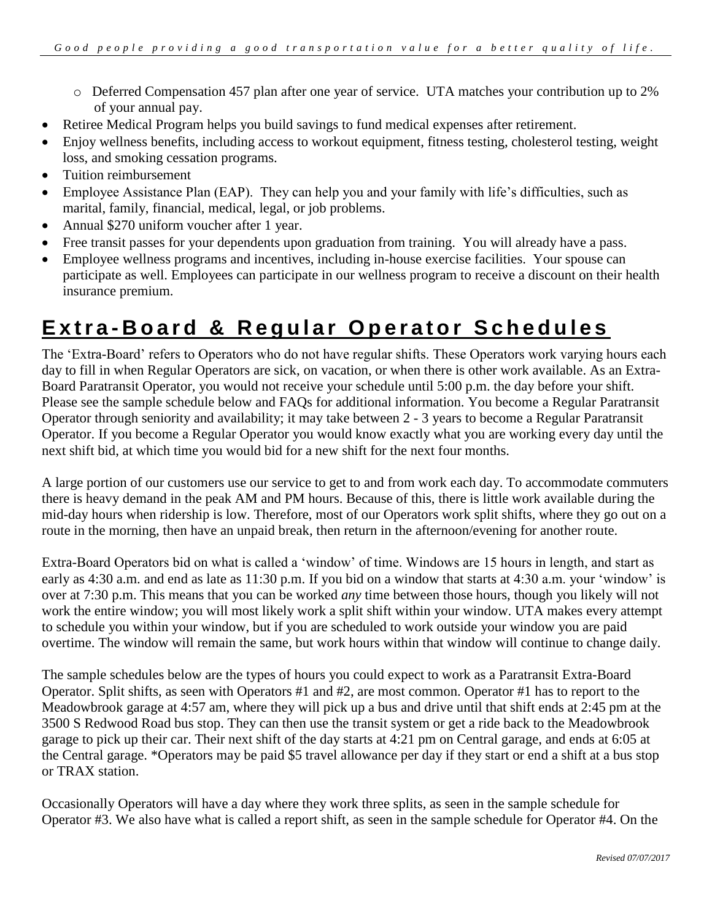- Deferred Compensation 457 plan after one year of service. UTA matches your contribution up to 2% of your annual pay.

- Retiree Medical Program helps you build savings to fund medical expenses after retirement.
- Enjoy wellness benefits, including access to workout equipment, fitness testing, cholesterol testing, weight loss, and smoking cessation programs.
- Tuition reimbursement
- Employee Assistance Plan (EAP). They can help you and your family with life's difficulties, such as marital, family, financial, medical, legal, or job problems.
- Annual $270 uniform voucher after 1 year.
- Free transit passes for your dependents upon graduation from training. You will already have a pass.
- Employee wellness programs and incentives, including in-house exercise facilities. Your spouse can participate as well. Employees can participate in our wellness program to receive a discount on their health insurance premium.

# Extra-Board & Regular Operator Schedules

The 'Extra-Board' refers to Operators who do not have regular shifts. These Operators work varying hours each day to fill in when Regular Operators are sick, on vacation, or when there is other work available. As an Extra-Board Paratransit Operator, you would not receive your schedule until 5:00 p.m. the day before your shift. Please see the sample schedule below and FAQs for additional information. You become a Regular Paratransit Operator through seniority and availability; it may take between 2 - 3 years to become a Regular Paratransit Operator. If you become a Regular Operator you would know exactly what you are working every day until the next shift bid, at which time you would bid for a new shift for the next four months.

A large portion of our customers use our service to get to and from work each day. To accommodate commuters there is heavy demand in the peak AM and PM hours. Because of this, there is little work available during the mid-day hours when ridership is low. Therefore, most of our Operators work split shifts, where they go out on a route in the morning, then have an unpaid break, then return in the afternoon/evening for another route.

Extra-Board Operators bid on what is called a 'window' of time. Windows are 15 hours in length, and start as early as 4:30 a.m. and end as late as 11:30 p.m. If you bid on a window that starts at 4:30 a.m. your 'window' is over at 7:30 p.m. This means that you can be worked *any* time between those hours, though you likely will not work the entire window; you will most likely work a split shift within your window. UTA makes every attempt to schedule you within your window, but if you are scheduled to work outside your window you are paid overtime. The window will remain the same, but work hours within that window will continue to change daily.

The sample schedules below are the types of hours you could expect to work as a Paratransit Extra-Board Operator. Split shifts, as seen with Operators #1 and #2, are most common. Operator #1 has to report to the Meadowbrook garage at 4:57 am, where they will pick up a bus and drive until that shift ends at 2:45 pm at the 3500 S Redwood Road bus stop. They can then use the transit system or get a ride back to the Meadowbrook garage to pick up their car. Their next shift of the day starts at 4:21 pm on Central garage, and ends at 6:05 at the Central garage. *Operators may be paid $5 travel allowance per day if they start or end a shift at a bus stop or TRAX station.

Occasionally Operators will have a day where they work three splits, as seen in the sample schedule for Operator #3. We also have what is called a report shift, as seen in the sample schedule for Operator #4. On the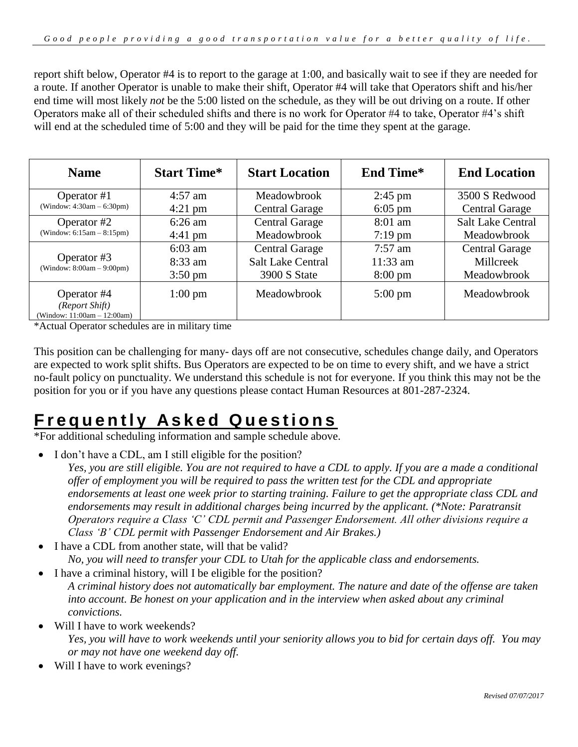report shift below, Operator #4 is to report to the garage at 1:00, and basically wait to see if they are needed for a route. If another Operator is unable to make their shift, Operator #4 will take that Operators shift and his/her end time will most likely *not* be the 5:00 listed on the schedule, as they will be out driving on a route. If other Operators make all of their scheduled shifts and there is no work for Operator #4 to take, Operator #4's shift will end at the scheduled time of 5:00 and they will be paid for the time they spent at the garage.

| Name | Start Time* | Start Location | End Time* | End Location |
|---|---|---|---|---|
| Operator #1 (Window: 4:30am – 6:30pm) | 4:57 am<br>4:21 pm | Meadowbrook<br>Central Garage | 2:45 pm<br>6:05 pm | 3500 S Redwood<br>Central Garage |
| Operator #2 (Window: 6:15am – 8:15pm) | 6:26 am<br>4:41 pm | Central Garage<br>Meadowbrook | 8:01 am<br>7:19 pm | Salt Lake Central<br>Meadowbrook |
| Operator #3 (Window: 8:00am – 9:00pm) | 6:03 am<br>8:33 am<br>3:50 pm | Central Garage<br>Salt Lake Central<br>3900 S State | 7:57 am<br>11:33 am<br>8:00 pm | Central Garage<br>Millcreek<br>Meadowbrook |
| Operator #4 *(Report Shift)* (Window: 11:00am – 12:00am) | 1:00 pm | Meadowbrook | 5:00 pm | Meadowbrook |

*Actual Operator schedules are in military time

This position can be challenging for many- days off are not consecutive, schedules change daily, and Operators are expected to work split shifts. Bus Operators are expected to be on time to every shift, and we have a strict no-fault policy on punctuality. We understand this schedule is not for everyone. If you think this may not be the position for you or if you have any questions please contact Human Resources at 801-287-2324.

# Frequently Asked Questions

*For additional scheduling information and sample schedule above.

- I don't have a CDL, am I still eligible for the position?
  *Yes, you are still eligible. You are not required to have a CDL to apply. If you are a made a conditional offer of employment you will be required to pass the written test for the CDL and appropriate endorsements at least one week prior to starting training. Failure to get the appropriate class CDL and endorsements may result in additional charges being incurred by the applicant. (*Note: Paratransit Operators require a Class 'C' CDL permit and Passenger Endorsement. All other divisions require a Class 'B' CDL permit with Passenger Endorsement and Air Brakes.)*
- I have a CDL from another state, will that be valid?
  *No, you will need to transfer your CDL to Utah for the applicable class and endorsements.*
- I have a criminal history, will I be eligible for the position?
  *A criminal history does not automatically bar employment. The nature and date of the offense are taken into account. Be honest on your application and in the interview when asked about any criminal convictions.*
- Will I have to work weekends?
  *Yes, you will have to work weekends until your seniority allows you to bid for certain days off. You may or may not have one weekend day off.*
- Will I have to work evenings?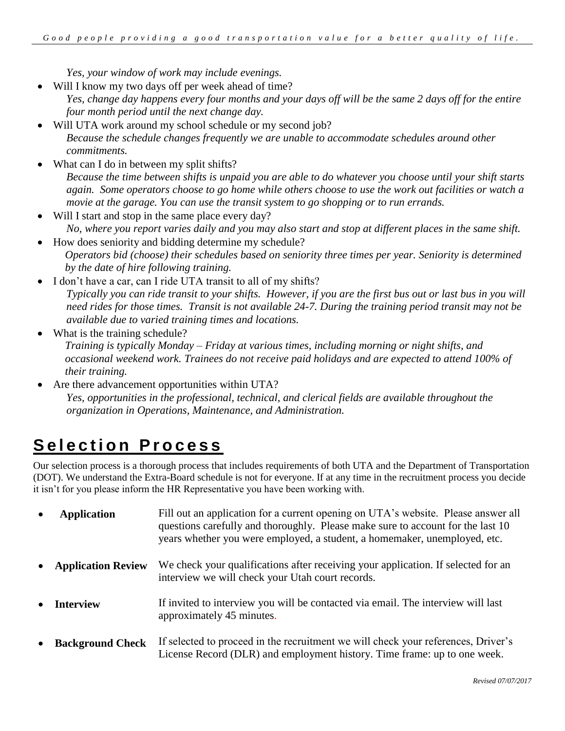*Yes, your window of work may include evenings.*

- Will I know my two days off per week ahead of time?
  *Yes, change day happens every four months and your days off will be the same 2 days off for the entire four month period until the next change day.*
- Will UTA work around my school schedule or my second job?
  *Because the schedule changes frequently we are unable to accommodate schedules around other commitments.*
- What can I do in between my split shifts?
  *Because the time between shifts is unpaid you are able to do whatever you choose until your shift starts again. Some operators choose to go home while others choose to use the work out facilities or watch a movie at the garage. You can use the transit system to go shopping or to run errands.*
- Will I start and stop in the same place every day?
  *No, where you report varies daily and you may also start and stop at different places in the same shift.*
- How does seniority and bidding determine my schedule?
  *Operators bid (choose) their schedules based on seniority three times per year. Seniority is determined by the date of hire following training.*
- I don't have a car, can I ride UTA transit to all of my shifts?
  *Typically you can ride transit to your shifts. However, if you are the first bus out or last bus in you will need rides for those times. Transit is not available 24-7. During the training period transit may not be available due to varied training times and locations.*
- What is the training schedule?
  *Training is typically Monday – Friday at various times, including morning or night shifts, and occasional weekend work. Trainees do not receive paid holidays and are expected to attend 100% of their training.*
- Are there advancement opportunities within UTA?
  *Yes, opportunities in the professional, technical, and clerical fields are available throughout the organization in Operations, Maintenance, and Administration.*

# Selection Process

Our selection process is a thorough process that includes requirements of both UTA and the Department of Transportation (DOT). We understand the Extra-Board schedule is not for everyone. If at any time in the recruitment process you decide it isn't for you please inform the HR Representative you have been working with.

- **Application** — Fill out an application for a current opening on UTA's website. Please answer all questions carefully and thoroughly. Please make sure to account for the last 10 years whether you were employed, a student, a homemaker, unemployed, etc.
- **Application Review** — We check your qualifications after receiving your application. If selected for an interview we will check your Utah court records.
- **Interview** — If invited to interview you will be contacted via email. The interview will last approximately 45 minutes.
- **Background Check** — If selected to proceed in the recruitment we will check your references, Driver's License Record (DLR) and employment history. Time frame: up to one week.

*Revised 07/07/2017*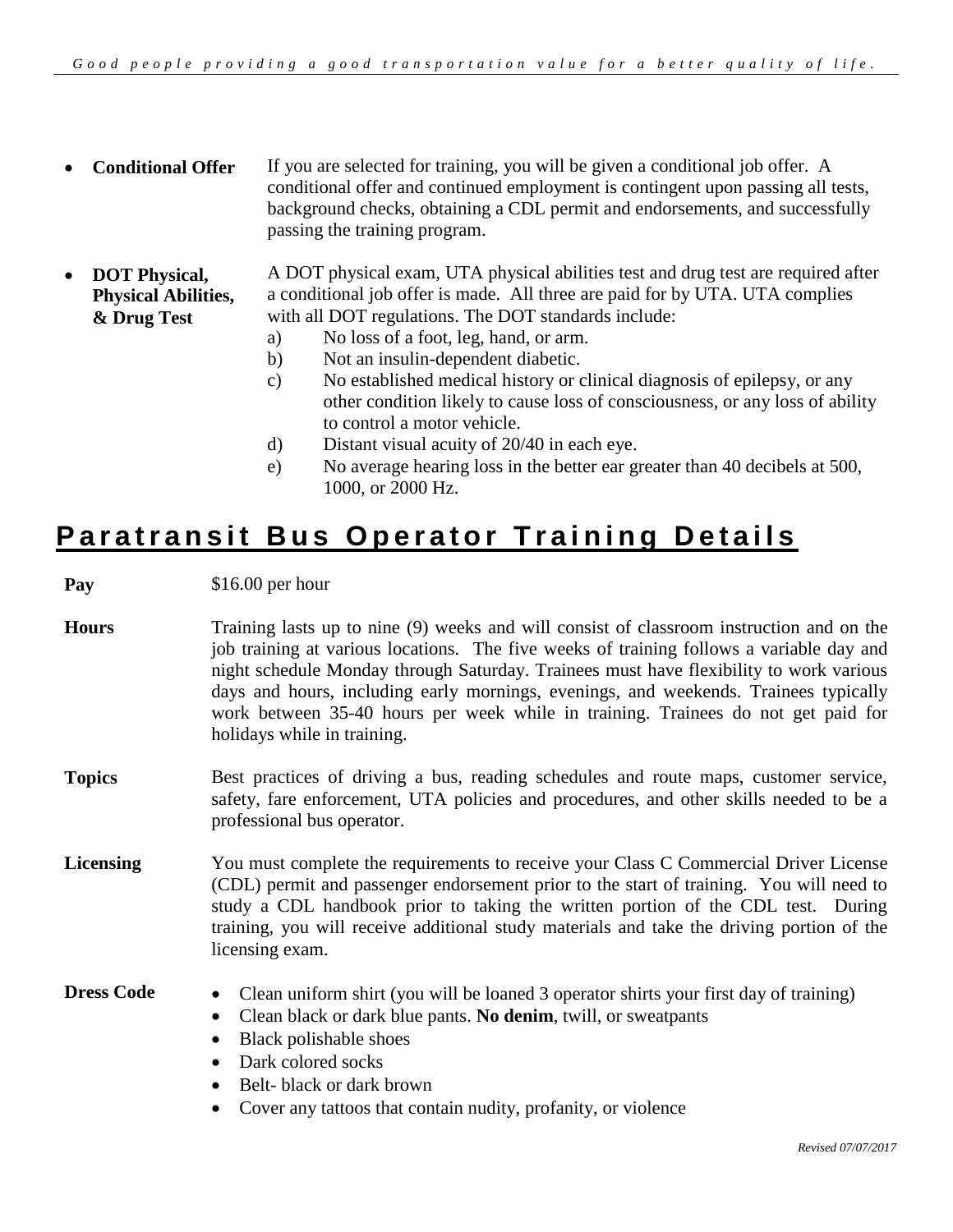- **Conditional Offer** — If you are selected for training, you will be given a conditional job offer. A conditional offer and continued employment is contingent upon passing all tests, background checks, obtaining a CDL permit and endorsements, and successfully passing the training program.

- **DOT Physical, Physical Abilities, & Drug Test** — A DOT physical exam, UTA physical abilities test and drug test are required after a conditional job offer is made. All three are paid for by UTA. UTA complies with all DOT regulations. The DOT standards include:
  a) No loss of a foot, leg, hand, or arm.
  b) Not an insulin-dependent diabetic.
  c) No established medical history or clinical diagnosis of epilepsy, or any other condition likely to cause loss of consciousness, or any loss of ability to control a motor vehicle.
  d) Distant visual acuity of 20/40 in each eye.
  e) No average hearing loss in the better ear greater than 40 decibels at 500, 1000, or 2000 Hz.

# Paratransit Bus Operator Training Details

**Pay** — $16.00 per hour

**Hours** — Training lasts up to nine (9) weeks and will consist of classroom instruction and on the job training at various locations. The five weeks of training follows a variable day and night schedule Monday through Saturday. Trainees must have flexibility to work various days and hours, including early mornings, evenings, and weekends. Trainees typically work between 35-40 hours per week while in training. Trainees do not get paid for holidays while in training.

**Topics** — Best practices of driving a bus, reading schedules and route maps, customer service, safety, fare enforcement, UTA policies and procedures, and other skills needed to be a professional bus operator.

**Licensing** — You must complete the requirements to receive your Class C Commercial Driver License (CDL) permit and passenger endorsement prior to the start of training. You will need to study a CDL handbook prior to taking the written portion of the CDL test. During training, you will receive additional study materials and take the driving portion of the licensing exam.

**Dress Code**

- Clean uniform shirt (you will be loaned 3 operator shirts your first day of training)
- Clean black or dark blue pants. **No denim**, twill, or sweatpants
- Black polishable shoes
- Dark colored socks
- Belt- black or dark brown
- Cover any tattoos that contain nudity, profanity, or violence

*Revised 07/07/2017*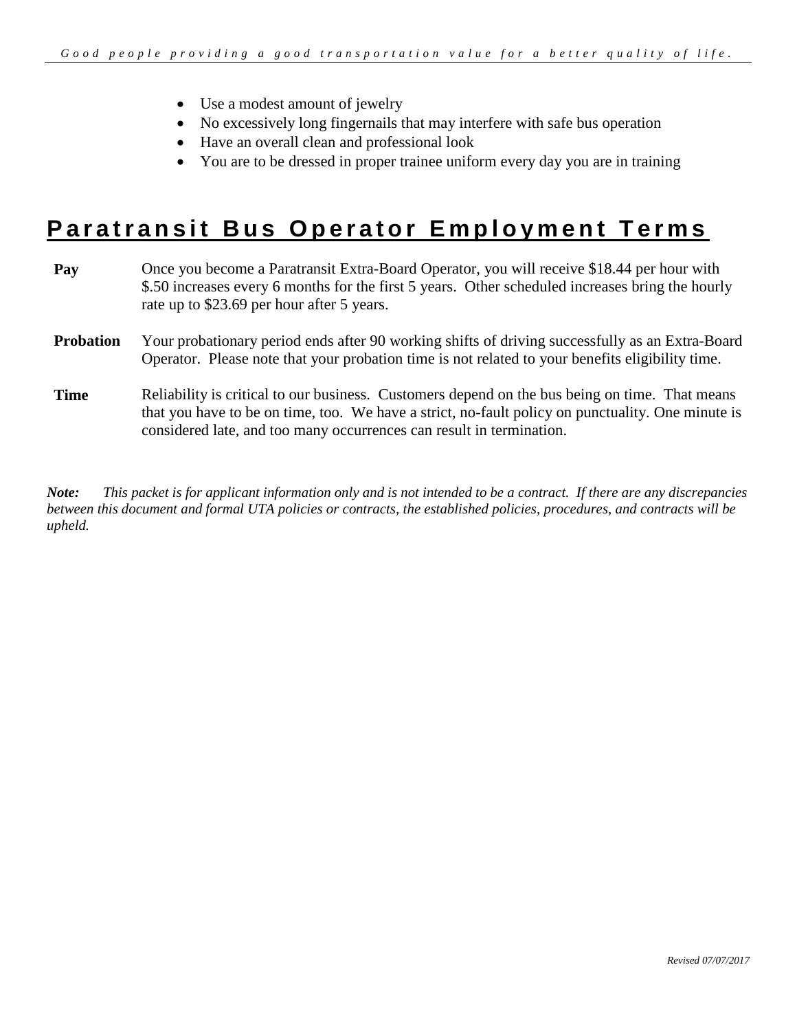- Use a modest amount of jewelry
- No excessively long fingernails that may interfere with safe bus operation
- Have an overall clean and professional look
- You are to be dressed in proper trainee uniform every day you are in training

## Paratransit Bus Operator Employment Terms

**Pay** Once you become a Paratransit Extra-Board Operator, you will receive $18.44 per hour with $.50 increases every 6 months for the first 5 years. Other scheduled increases bring the hourly rate up to $23.69 per hour after 5 years.

**Probation** Your probationary period ends after 90 working shifts of driving successfully as an Extra-Board Operator. Please note that your probation time is not related to your benefits eligibility time.

**Time** Reliability is critical to our business. Customers depend on the bus being on time. That means that you have to be on time, too. We have a strict, no-fault policy on punctuality. One minute is considered late, and too many occurrences can result in termination.

***Note:*** *This packet is for applicant information only and is not intended to be a contract. If there are any discrepancies between this document and formal UTA policies or contracts, the established policies, procedures, and contracts will be upheld.*

*Revised 07/07/2017*